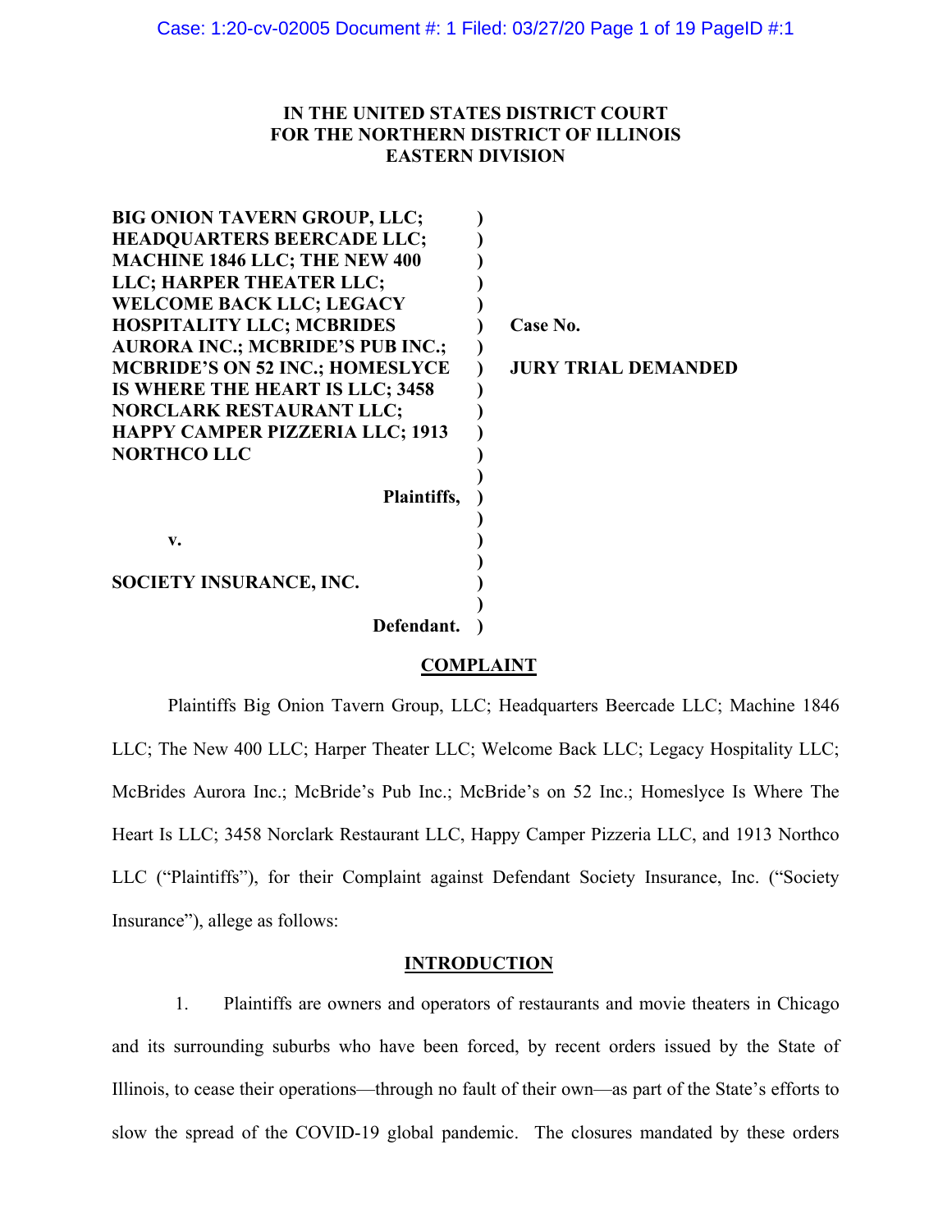**IN THE UNITED STATES DISTRICT COURT**
**FOR THE NORTHERN DISTRICT OF ILLINOIS**
**EASTERN DIVISION**

| | | |
|---|---|---|
| **BIG ONION TAVERN GROUP, LLC; HEADQUARTERS BEERCADE LLC; MACHINE 1846 LLC; THE NEW 400 LLC; HARPER THEATER LLC; WELCOME BACK LLC; LEGACY HOSPITALITY LLC; MCBRIDES AURORA INC.; MCBRIDE'S PUB INC.; MCBRIDE'S ON 52 INC.; HOMESLYCE IS WHERE THE HEART IS LLC; 3458 NORCLARK RESTAURANT LLC; HAPPY CAMPER PIZZERIA LLC; 1913 NORTHCO LLC** | ) | **Case No.** |
| **Plaintiffs,** | ) | **JURY TRIAL DEMANDED** |
| **v.** | ) | |
| **SOCIETY INSURANCE, INC.** | ) | |
| **Defendant.** | ) | |

## COMPLAINT

Plaintiffs Big Onion Tavern Group, LLC; Headquarters Beercade LLC; Machine 1846 LLC; The New 400 LLC; Harper Theater LLC; Welcome Back LLC; Legacy Hospitality LLC; McBrides Aurora Inc.; McBride's Pub Inc.; McBride's on 52 Inc.; Homeslyce Is Where The Heart Is LLC; 3458 Norclark Restaurant LLC, Happy Camper Pizzeria LLC, and 1913 Northco LLC ("Plaintiffs"), for their Complaint against Defendant Society Insurance, Inc. ("Society Insurance"), allege as follows:

## INTRODUCTION

1. Plaintiffs are owners and operators of restaurants and movie theaters in Chicago and its surrounding suburbs who have been forced, by recent orders issued by the State of Illinois, to cease their operations—through no fault of their own—as part of the State's efforts to slow the spread of the COVID-19 global pandemic. The closures mandated by these orders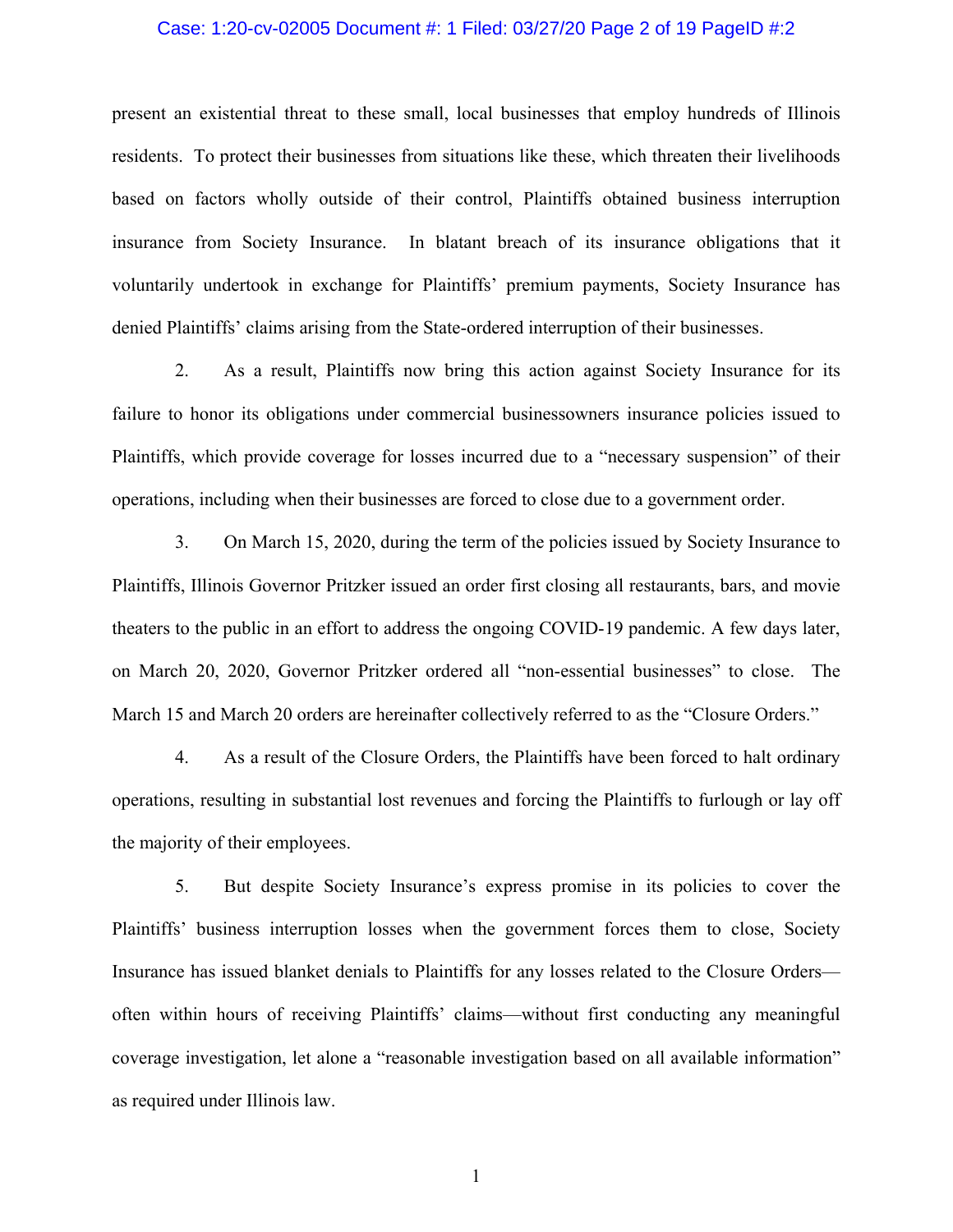present an existential threat to these small, local businesses that employ hundreds of Illinois residents. To protect their businesses from situations like these, which threaten their livelihoods based on factors wholly outside of their control, Plaintiffs obtained business interruption insurance from Society Insurance. In blatant breach of its insurance obligations that it voluntarily undertook in exchange for Plaintiffs' premium payments, Society Insurance has denied Plaintiffs' claims arising from the State-ordered interruption of their businesses.

2. As a result, Plaintiffs now bring this action against Society Insurance for its failure to honor its obligations under commercial businessowners insurance policies issued to Plaintiffs, which provide coverage for losses incurred due to a "necessary suspension" of their operations, including when their businesses are forced to close due to a government order.

3. On March 15, 2020, during the term of the policies issued by Society Insurance to Plaintiffs, Illinois Governor Pritzker issued an order first closing all restaurants, bars, and movie theaters to the public in an effort to address the ongoing COVID-19 pandemic. A few days later, on March 20, 2020, Governor Pritzker ordered all "non-essential businesses" to close. The March 15 and March 20 orders are hereinafter collectively referred to as the "Closure Orders."

4. As a result of the Closure Orders, the Plaintiffs have been forced to halt ordinary operations, resulting in substantial lost revenues and forcing the Plaintiffs to furlough or lay off the majority of their employees.

5. But despite Society Insurance's express promise in its policies to cover the Plaintiffs' business interruption losses when the government forces them to close, Society Insurance has issued blanket denials to Plaintiffs for any losses related to the Closure Orders—often within hours of receiving Plaintiffs' claims—without first conducting any meaningful coverage investigation, let alone a "reasonable investigation based on all available information" as required under Illinois law.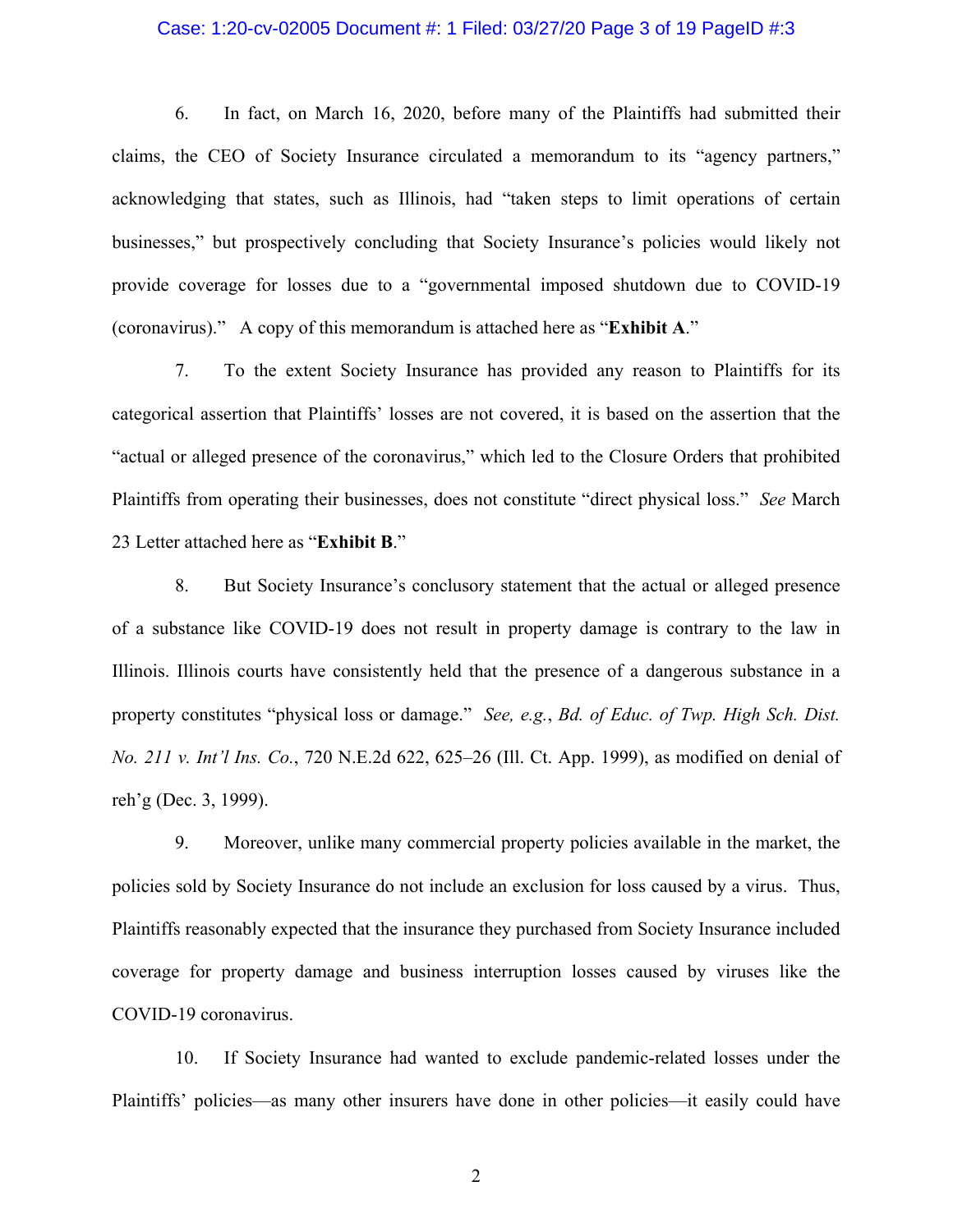6. In fact, on March 16, 2020, before many of the Plaintiffs had submitted their claims, the CEO of Society Insurance circulated a memorandum to its "agency partners," acknowledging that states, such as Illinois, had "taken steps to limit operations of certain businesses," but prospectively concluding that Society Insurance's policies would likely not provide coverage for losses due to a "governmental imposed shutdown due to COVID-19 (coronavirus)." A copy of this memorandum is attached here as "**Exhibit A**."

7. To the extent Society Insurance has provided any reason to Plaintiffs for its categorical assertion that Plaintiffs' losses are not covered, it is based on the assertion that the "actual or alleged presence of the coronavirus," which led to the Closure Orders that prohibited Plaintiffs from operating their businesses, does not constitute "direct physical loss." *See* March 23 Letter attached here as "**Exhibit B**."

8. But Society Insurance's conclusory statement that the actual or alleged presence of a substance like COVID-19 does not result in property damage is contrary to the law in Illinois. Illinois courts have consistently held that the presence of a dangerous substance in a property constitutes "physical loss or damage." *See, e.g.*, *Bd. of Educ. of Twp. High Sch. Dist. No. 211 v. Int'l Ins. Co.*, 720 N.E.2d 622, 625–26 (Ill. Ct. App. 1999), as modified on denial of reh'g (Dec. 3, 1999).

9. Moreover, unlike many commercial property policies available in the market, the policies sold by Society Insurance do not include an exclusion for loss caused by a virus. Thus, Plaintiffs reasonably expected that the insurance they purchased from Society Insurance included coverage for property damage and business interruption losses caused by viruses like the COVID-19 coronavirus.

10. If Society Insurance had wanted to exclude pandemic-related losses under the Plaintiffs' policies—as many other insurers have done in other policies—it easily could have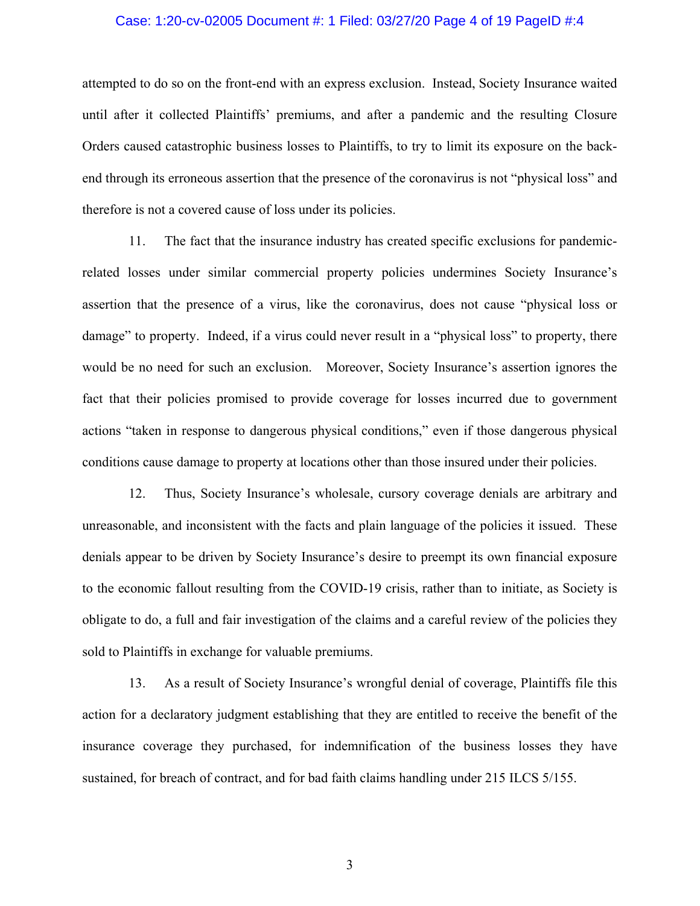attempted to do so on the front-end with an express exclusion. Instead, Society Insurance waited until after it collected Plaintiffs' premiums, and after a pandemic and the resulting Closure Orders caused catastrophic business losses to Plaintiffs, to try to limit its exposure on the back-end through its erroneous assertion that the presence of the coronavirus is not "physical loss" and therefore is not a covered cause of loss under its policies.

11. The fact that the insurance industry has created specific exclusions for pandemic-related losses under similar commercial property policies undermines Society Insurance's assertion that the presence of a virus, like the coronavirus, does not cause "physical loss or damage" to property. Indeed, if a virus could never result in a "physical loss" to property, there would be no need for such an exclusion. Moreover, Society Insurance's assertion ignores the fact that their policies promised to provide coverage for losses incurred due to government actions "taken in response to dangerous physical conditions," even if those dangerous physical conditions cause damage to property at locations other than those insured under their policies.

12. Thus, Society Insurance's wholesale, cursory coverage denials are arbitrary and unreasonable, and inconsistent with the facts and plain language of the policies it issued. These denials appear to be driven by Society Insurance's desire to preempt its own financial exposure to the economic fallout resulting from the COVID-19 crisis, rather than to initiate, as Society is obligate to do, a full and fair investigation of the claims and a careful review of the policies they sold to Plaintiffs in exchange for valuable premiums.

13. As a result of Society Insurance's wrongful denial of coverage, Plaintiffs file this action for a declaratory judgment establishing that they are entitled to receive the benefit of the insurance coverage they purchased, for indemnification of the business losses they have sustained, for breach of contract, and for bad faith claims handling under 215 ILCS 5/155.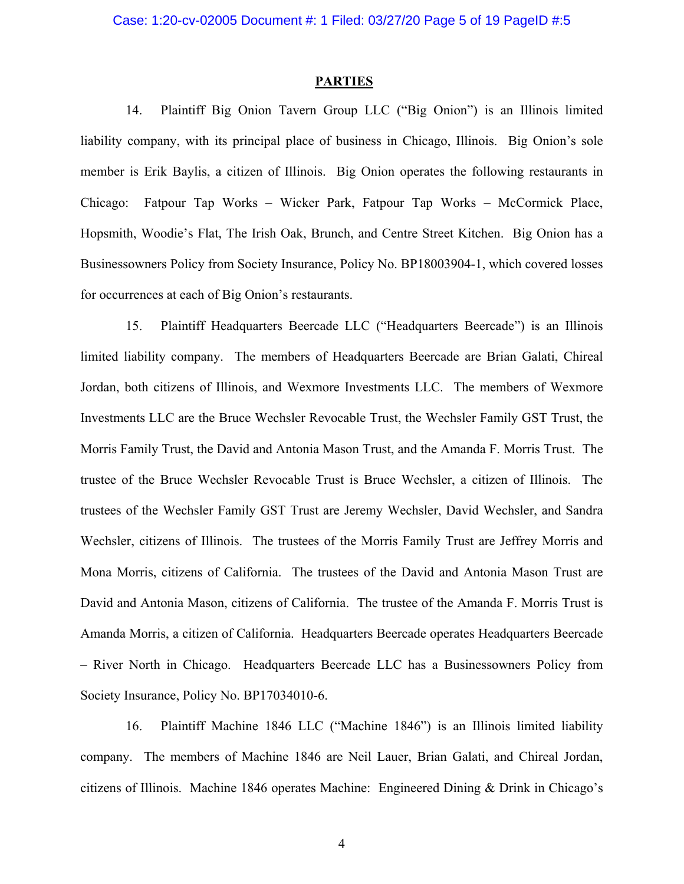## PARTIES

14. Plaintiff Big Onion Tavern Group LLC ("Big Onion") is an Illinois limited liability company, with its principal place of business in Chicago, Illinois. Big Onion's sole member is Erik Baylis, a citizen of Illinois. Big Onion operates the following restaurants in Chicago: Fatpour Tap Works – Wicker Park, Fatpour Tap Works – McCormick Place, Hopsmith, Woodie's Flat, The Irish Oak, Brunch, and Centre Street Kitchen. Big Onion has a Businessowners Policy from Society Insurance, Policy No. BP18003904-1, which covered losses for occurrences at each of Big Onion's restaurants.

15. Plaintiff Headquarters Beercade LLC ("Headquarters Beercade") is an Illinois limited liability company. The members of Headquarters Beercade are Brian Galati, Chireal Jordan, both citizens of Illinois, and Wexmore Investments LLC. The members of Wexmore Investments LLC are the Bruce Wechsler Revocable Trust, the Wechsler Family GST Trust, the Morris Family Trust, the David and Antonia Mason Trust, and the Amanda F. Morris Trust. The trustee of the Bruce Wechsler Revocable Trust is Bruce Wechsler, a citizen of Illinois. The trustees of the Wechsler Family GST Trust are Jeremy Wechsler, David Wechsler, and Sandra Wechsler, citizens of Illinois. The trustees of the Morris Family Trust are Jeffrey Morris and Mona Morris, citizens of California. The trustees of the David and Antonia Mason Trust are David and Antonia Mason, citizens of California. The trustee of the Amanda F. Morris Trust is Amanda Morris, a citizen of California. Headquarters Beercade operates Headquarters Beercade – River North in Chicago. Headquarters Beercade LLC has a Businessowners Policy from Society Insurance, Policy No. BP17034010-6.

16. Plaintiff Machine 1846 LLC ("Machine 1846") is an Illinois limited liability company. The members of Machine 1846 are Neil Lauer, Brian Galati, and Chireal Jordan, citizens of Illinois. Machine 1846 operates Machine: Engineered Dining & Drink in Chicago's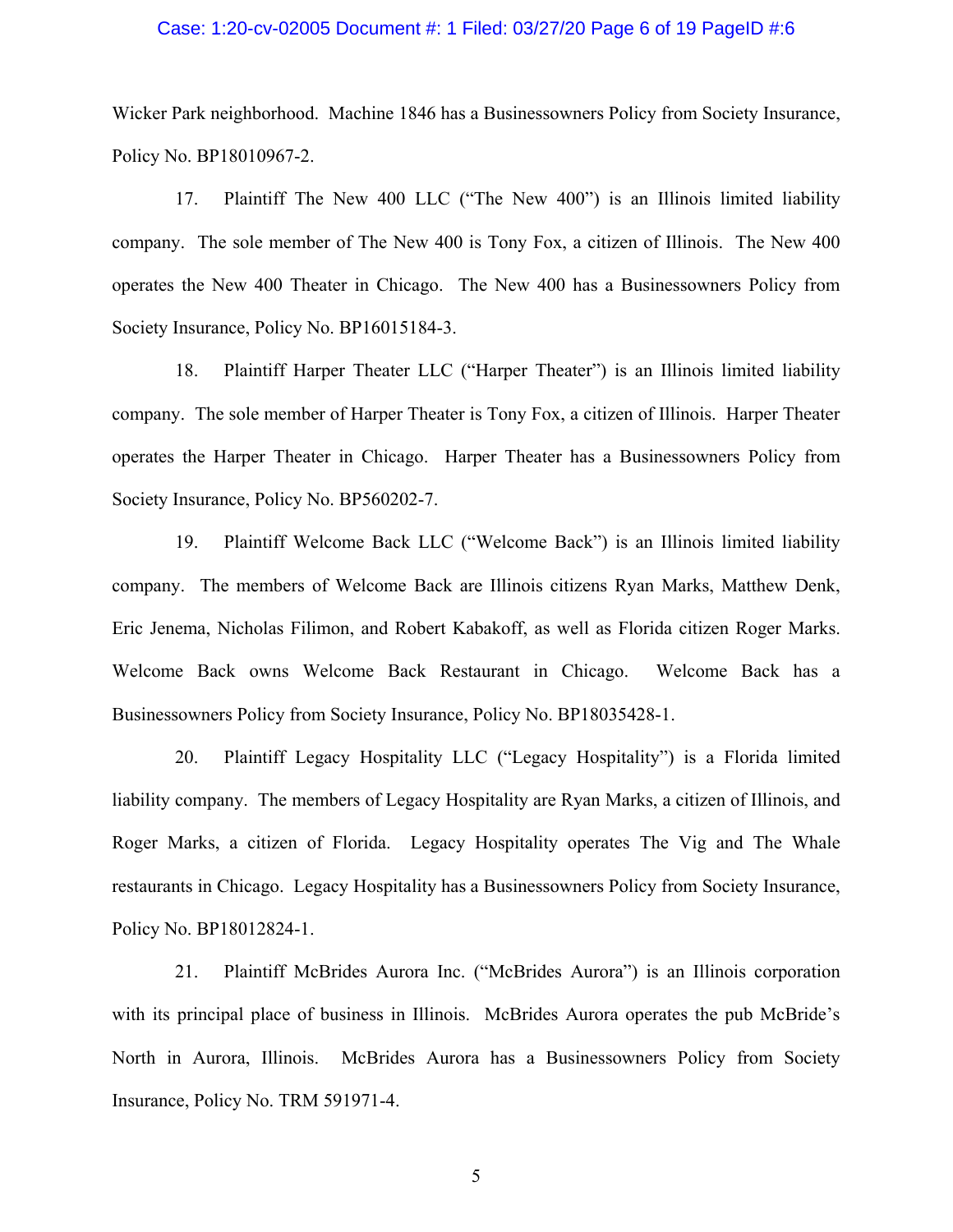Wicker Park neighborhood. Machine 1846 has a Businessowners Policy from Society Insurance, Policy No. BP18010967-2.

17. Plaintiff The New 400 LLC ("The New 400") is an Illinois limited liability company. The sole member of The New 400 is Tony Fox, a citizen of Illinois. The New 400 operates the New 400 Theater in Chicago. The New 400 has a Businessowners Policy from Society Insurance, Policy No. BP16015184-3.

18. Plaintiff Harper Theater LLC ("Harper Theater") is an Illinois limited liability company. The sole member of Harper Theater is Tony Fox, a citizen of Illinois. Harper Theater operates the Harper Theater in Chicago. Harper Theater has a Businessowners Policy from Society Insurance, Policy No. BP560202-7.

19. Plaintiff Welcome Back LLC ("Welcome Back") is an Illinois limited liability company. The members of Welcome Back are Illinois citizens Ryan Marks, Matthew Denk, Eric Jenema, Nicholas Filimon, and Robert Kabakoff, as well as Florida citizen Roger Marks. Welcome Back owns Welcome Back Restaurant in Chicago. Welcome Back has a Businessowners Policy from Society Insurance, Policy No. BP18035428-1.

20. Plaintiff Legacy Hospitality LLC ("Legacy Hospitality") is a Florida limited liability company. The members of Legacy Hospitality are Ryan Marks, a citizen of Illinois, and Roger Marks, a citizen of Florida. Legacy Hospitality operates The Vig and The Whale restaurants in Chicago. Legacy Hospitality has a Businessowners Policy from Society Insurance, Policy No. BP18012824-1.

21. Plaintiff McBrides Aurora Inc. ("McBrides Aurora") is an Illinois corporation with its principal place of business in Illinois. McBrides Aurora operates the pub McBride's North in Aurora, Illinois. McBrides Aurora has a Businessowners Policy from Society Insurance, Policy No. TRM 591971-4.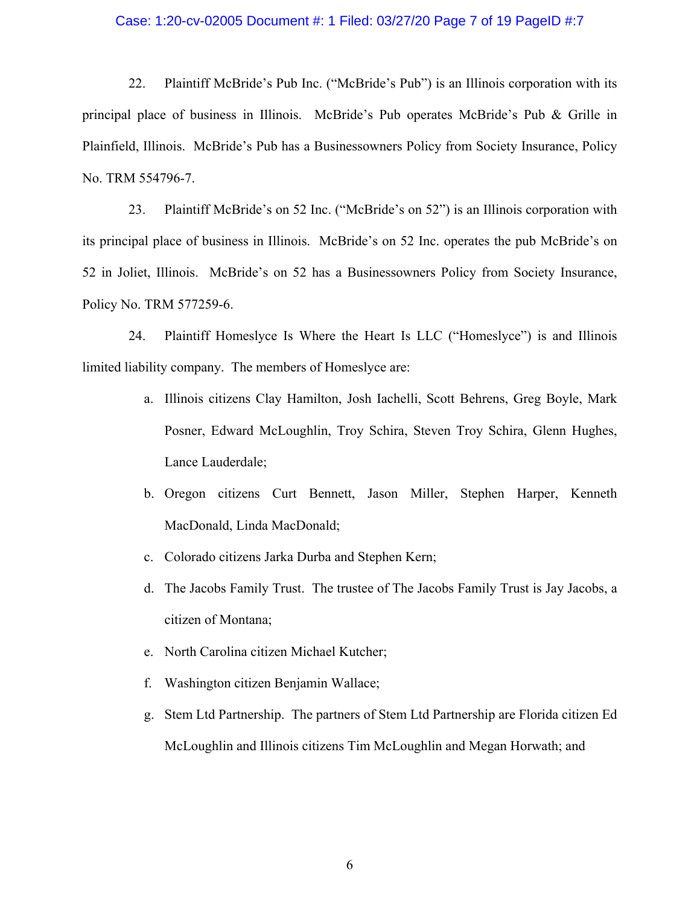22. Plaintiff McBride's Pub Inc. ("McBride's Pub") is an Illinois corporation with its principal place of business in Illinois. McBride's Pub operates McBride's Pub & Grille in Plainfield, Illinois. McBride's Pub has a Businessowners Policy from Society Insurance, Policy No. TRM 554796-7.

23. Plaintiff McBride's on 52 Inc. ("McBride's on 52") is an Illinois corporation with its principal place of business in Illinois. McBride's on 52 Inc. operates the pub McBride's on 52 in Joliet, Illinois. McBride's on 52 has a Businessowners Policy from Society Insurance, Policy No. TRM 577259-6.

24. Plaintiff Homeslyce Is Where the Heart Is LLC ("Homeslyce") is and Illinois limited liability company. The members of Homeslyce are:

a. Illinois citizens Clay Hamilton, Josh Iachelli, Scott Behrens, Greg Boyle, Mark Posner, Edward McLoughlin, Troy Schira, Steven Troy Schira, Glenn Hughes, Lance Lauderdale;

b. Oregon citizens Curt Bennett, Jason Miller, Stephen Harper, Kenneth MacDonald, Linda MacDonald;

c. Colorado citizens Jarka Durba and Stephen Kern;

d. The Jacobs Family Trust. The trustee of The Jacobs Family Trust is Jay Jacobs, a citizen of Montana;

e. North Carolina citizen Michael Kutcher;

f. Washington citizen Benjamin Wallace;

g. Stem Ltd Partnership. The partners of Stem Ltd Partnership are Florida citizen Ed McLoughlin and Illinois citizens Tim McLoughlin and Megan Horwath; and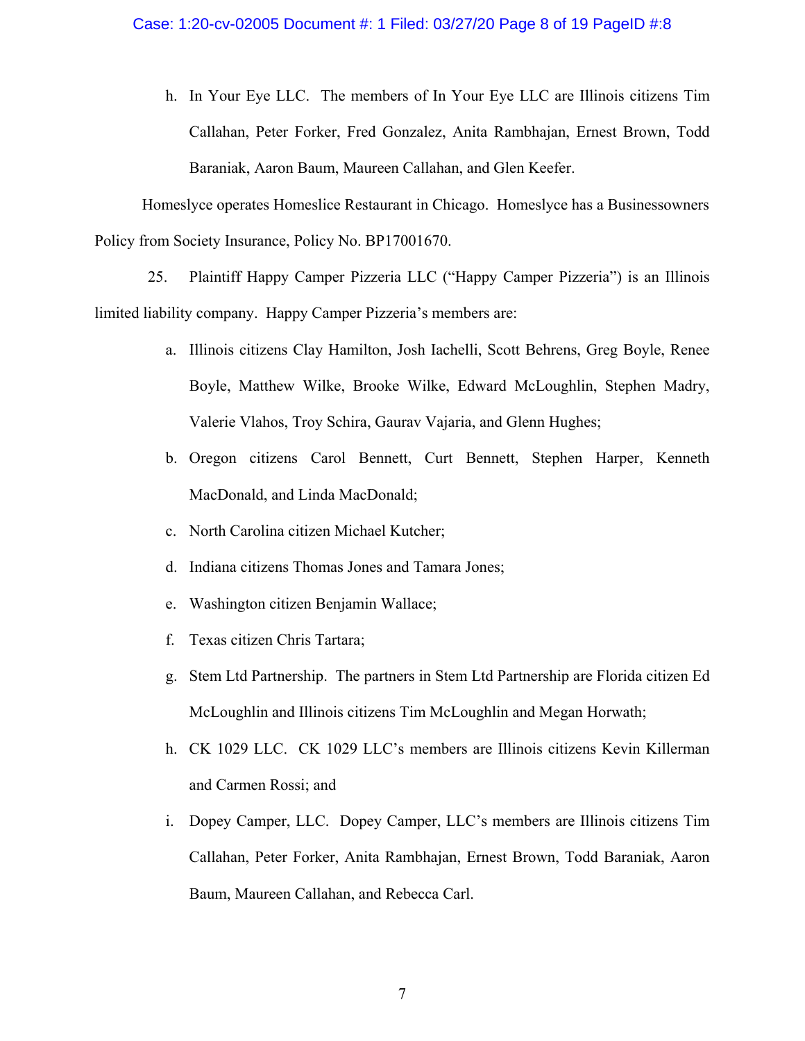h. In Your Eye LLC. The members of In Your Eye LLC are Illinois citizens Tim Callahan, Peter Forker, Fred Gonzalez, Anita Rambhajan, Ernest Brown, Todd Baraniak, Aaron Baum, Maureen Callahan, and Glen Keefer.

Homeslyce operates Homeslice Restaurant in Chicago. Homeslyce has a Businessowners Policy from Society Insurance, Policy No. BP17001670.

25. Plaintiff Happy Camper Pizzeria LLC ("Happy Camper Pizzeria") is an Illinois limited liability company. Happy Camper Pizzeria's members are:

a. Illinois citizens Clay Hamilton, Josh Iachelli, Scott Behrens, Greg Boyle, Renee Boyle, Matthew Wilke, Brooke Wilke, Edward McLoughlin, Stephen Madry, Valerie Vlahos, Troy Schira, Gaurav Vajaria, and Glenn Hughes;

b. Oregon citizens Carol Bennett, Curt Bennett, Stephen Harper, Kenneth MacDonald, and Linda MacDonald;

c. North Carolina citizen Michael Kutcher;

d. Indiana citizens Thomas Jones and Tamara Jones;

e. Washington citizen Benjamin Wallace;

f. Texas citizen Chris Tartara;

g. Stem Ltd Partnership. The partners in Stem Ltd Partnership are Florida citizen Ed McLoughlin and Illinois citizens Tim McLoughlin and Megan Horwath;

h. CK 1029 LLC. CK 1029 LLC's members are Illinois citizens Kevin Killerman and Carmen Rossi; and

i. Dopey Camper, LLC. Dopey Camper, LLC's members are Illinois citizens Tim Callahan, Peter Forker, Anita Rambhajan, Ernest Brown, Todd Baraniak, Aaron Baum, Maureen Callahan, and Rebecca Carl.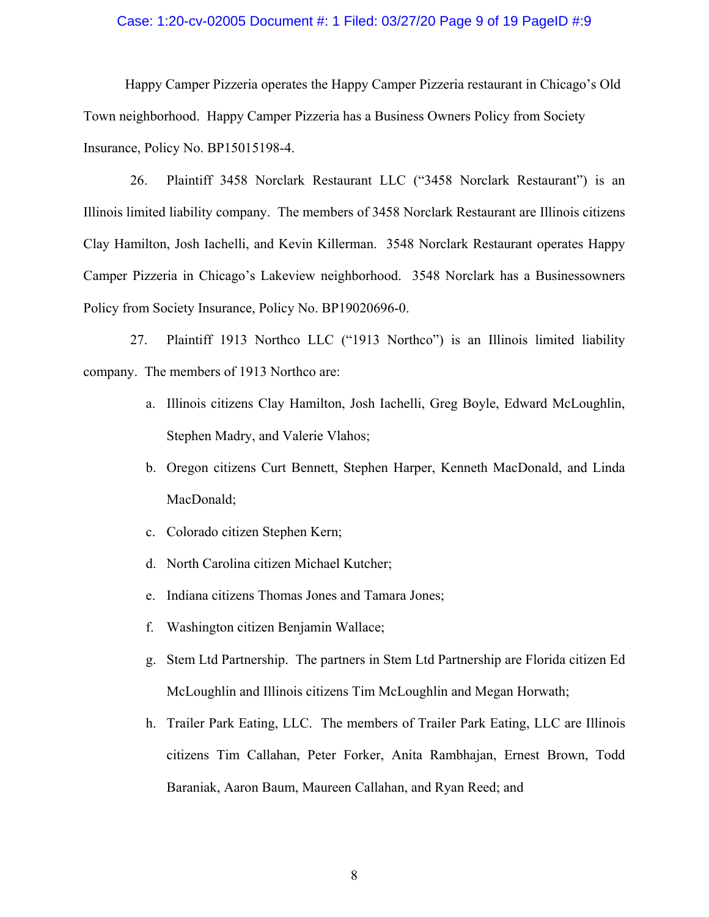Happy Camper Pizzeria operates the Happy Camper Pizzeria restaurant in Chicago's Old Town neighborhood. Happy Camper Pizzeria has a Business Owners Policy from Society Insurance, Policy No. BP15015198-4.

26. Plaintiff 3458 Norclark Restaurant LLC ("3458 Norclark Restaurant") is an Illinois limited liability company. The members of 3458 Norclark Restaurant are Illinois citizens Clay Hamilton, Josh Iachelli, and Kevin Killerman. 3548 Norclark Restaurant operates Happy Camper Pizzeria in Chicago's Lakeview neighborhood. 3548 Norclark has a Businessowners Policy from Society Insurance, Policy No. BP19020696-0.

27. Plaintiff 1913 Northco LLC ("1913 Northco") is an Illinois limited liability company. The members of 1913 Northco are:

a. Illinois citizens Clay Hamilton, Josh Iachelli, Greg Boyle, Edward McLoughlin, Stephen Madry, and Valerie Vlahos;

b. Oregon citizens Curt Bennett, Stephen Harper, Kenneth MacDonald, and Linda MacDonald;

c. Colorado citizen Stephen Kern;

d. North Carolina citizen Michael Kutcher;

e. Indiana citizens Thomas Jones and Tamara Jones;

f. Washington citizen Benjamin Wallace;

g. Stem Ltd Partnership. The partners in Stem Ltd Partnership are Florida citizen Ed McLoughlin and Illinois citizens Tim McLoughlin and Megan Horwath;

h. Trailer Park Eating, LLC. The members of Trailer Park Eating, LLC are Illinois citizens Tim Callahan, Peter Forker, Anita Rambhajan, Ernest Brown, Todd Baraniak, Aaron Baum, Maureen Callahan, and Ryan Reed; and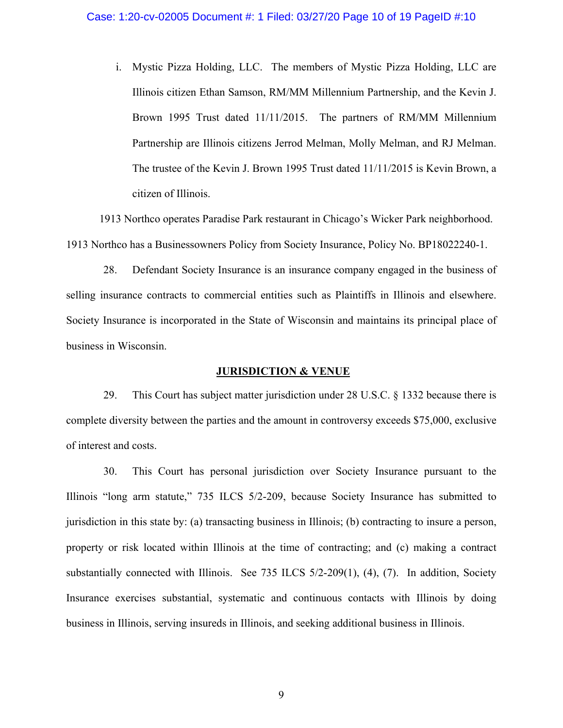i. Mystic Pizza Holding, LLC. The members of Mystic Pizza Holding, LLC are Illinois citizen Ethan Samson, RM/MM Millennium Partnership, and the Kevin J. Brown 1995 Trust dated 11/11/2015. The partners of RM/MM Millennium Partnership are Illinois citizens Jerrod Melman, Molly Melman, and RJ Melman. The trustee of the Kevin J. Brown 1995 Trust dated 11/11/2015 is Kevin Brown, a citizen of Illinois.

1913 Northco operates Paradise Park restaurant in Chicago's Wicker Park neighborhood. 1913 Northco has a Businessowners Policy from Society Insurance, Policy No. BP18022240-1.

28. Defendant Society Insurance is an insurance company engaged in the business of selling insurance contracts to commercial entities such as Plaintiffs in Illinois and elsewhere. Society Insurance is incorporated in the State of Wisconsin and maintains its principal place of business in Wisconsin.

## JURISDICTION & VENUE

29. This Court has subject matter jurisdiction under 28 U.S.C. § 1332 because there is complete diversity between the parties and the amount in controversy exceeds $75,000, exclusive of interest and costs.

30. This Court has personal jurisdiction over Society Insurance pursuant to the Illinois "long arm statute," 735 ILCS 5/2-209, because Society Insurance has submitted to jurisdiction in this state by: (a) transacting business in Illinois; (b) contracting to insure a person, property or risk located within Illinois at the time of contracting; and (c) making a contract substantially connected with Illinois. See 735 ILCS 5/2-209(1), (4), (7). In addition, Society Insurance exercises substantial, systematic and continuous contacts with Illinois by doing business in Illinois, serving insureds in Illinois, and seeking additional business in Illinois.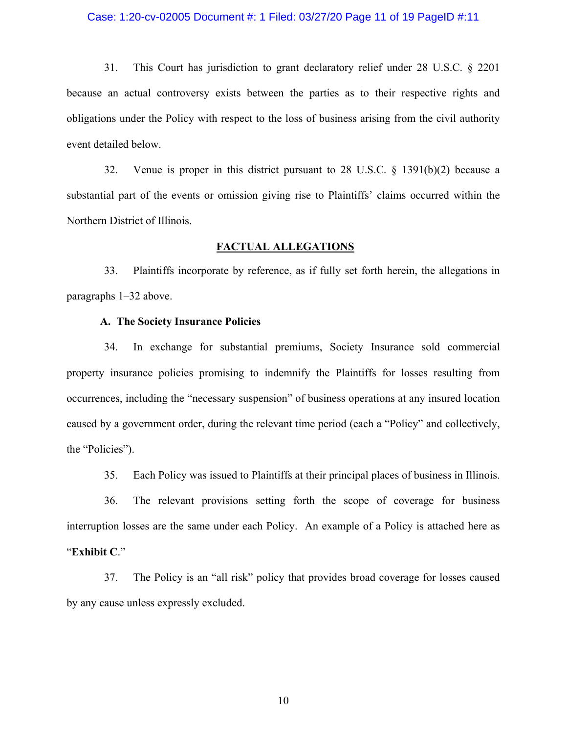31. This Court has jurisdiction to grant declaratory relief under 28 U.S.C. § 2201 because an actual controversy exists between the parties as to their respective rights and obligations under the Policy with respect to the loss of business arising from the civil authority event detailed below.

32. Venue is proper in this district pursuant to 28 U.S.C. § 1391(b)(2) because a substantial part of the events or omission giving rise to Plaintiffs' claims occurred within the Northern District of Illinois.

## FACTUAL ALLEGATIONS

33. Plaintiffs incorporate by reference, as if fully set forth herein, the allegations in paragraphs 1–32 above.

### A. The Society Insurance Policies

34. In exchange for substantial premiums, Society Insurance sold commercial property insurance policies promising to indemnify the Plaintiffs for losses resulting from occurrences, including the "necessary suspension" of business operations at any insured location caused by a government order, during the relevant time period (each a "Policy" and collectively, the "Policies").

35. Each Policy was issued to Plaintiffs at their principal places of business in Illinois.

36. The relevant provisions setting forth the scope of coverage for business interruption losses are the same under each Policy. An example of a Policy is attached here as "**Exhibit C**."

37. The Policy is an "all risk" policy that provides broad coverage for losses caused by any cause unless expressly excluded.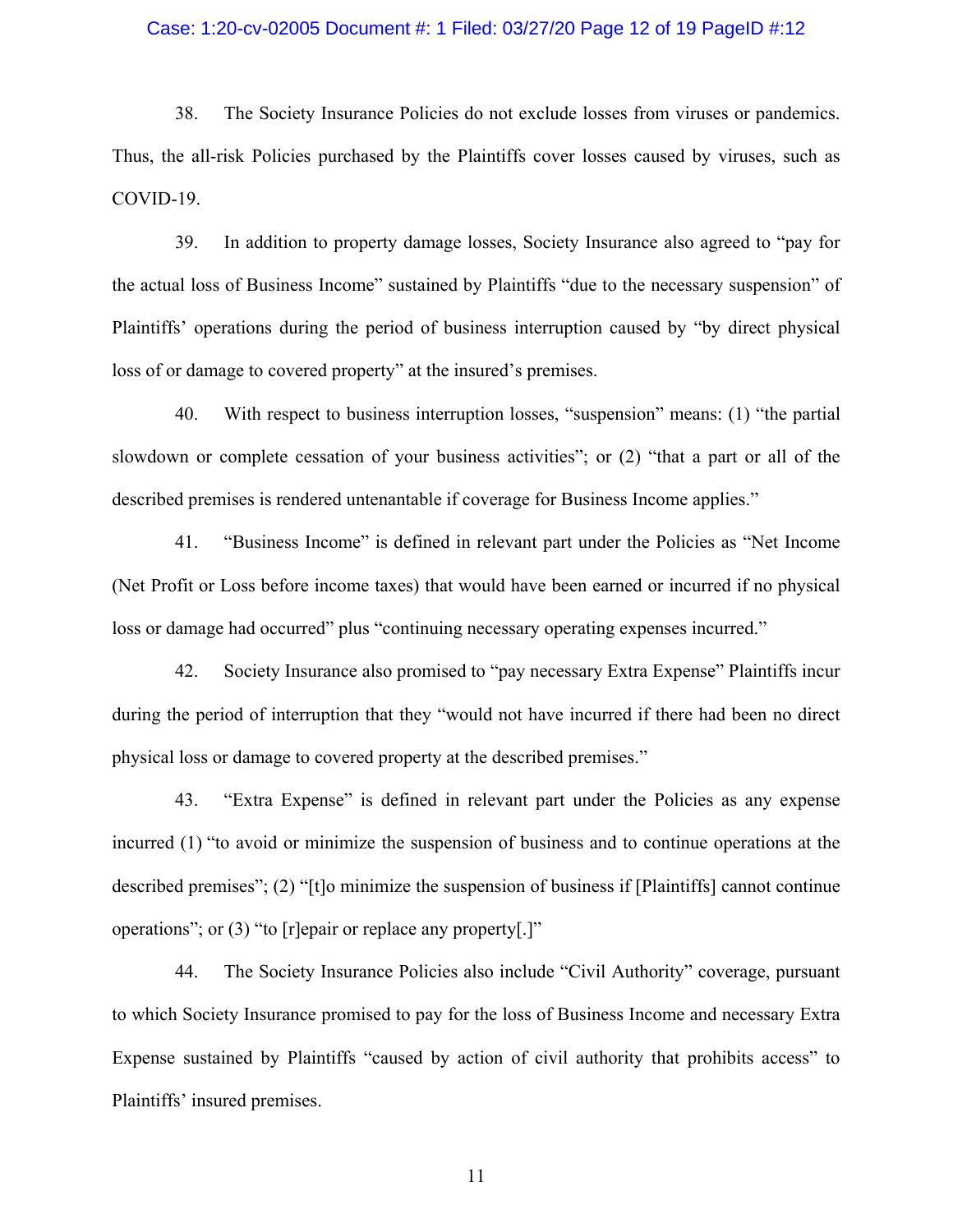38. The Society Insurance Policies do not exclude losses from viruses or pandemics. Thus, the all-risk Policies purchased by the Plaintiffs cover losses caused by viruses, such as COVID-19.

39. In addition to property damage losses, Society Insurance also agreed to "pay for the actual loss of Business Income" sustained by Plaintiffs "due to the necessary suspension" of Plaintiffs' operations during the period of business interruption caused by "by direct physical loss of or damage to covered property" at the insured's premises.

40. With respect to business interruption losses, "suspension" means: (1) "the partial slowdown or complete cessation of your business activities"; or (2) "that a part or all of the described premises is rendered untenantable if coverage for Business Income applies."

41. "Business Income" is defined in relevant part under the Policies as "Net Income (Net Profit or Loss before income taxes) that would have been earned or incurred if no physical loss or damage had occurred" plus "continuing necessary operating expenses incurred."

42. Society Insurance also promised to "pay necessary Extra Expense" Plaintiffs incur during the period of interruption that they "would not have incurred if there had been no direct physical loss or damage to covered property at the described premises."

43. "Extra Expense" is defined in relevant part under the Policies as any expense incurred (1) "to avoid or minimize the suspension of business and to continue operations at the described premises"; (2) "[t]o minimize the suspension of business if [Plaintiffs] cannot continue operations"; or (3) "to [r]epair or replace any property[.]"

44. The Society Insurance Policies also include "Civil Authority" coverage, pursuant to which Society Insurance promised to pay for the loss of Business Income and necessary Extra Expense sustained by Plaintiffs "caused by action of civil authority that prohibits access" to Plaintiffs' insured premises.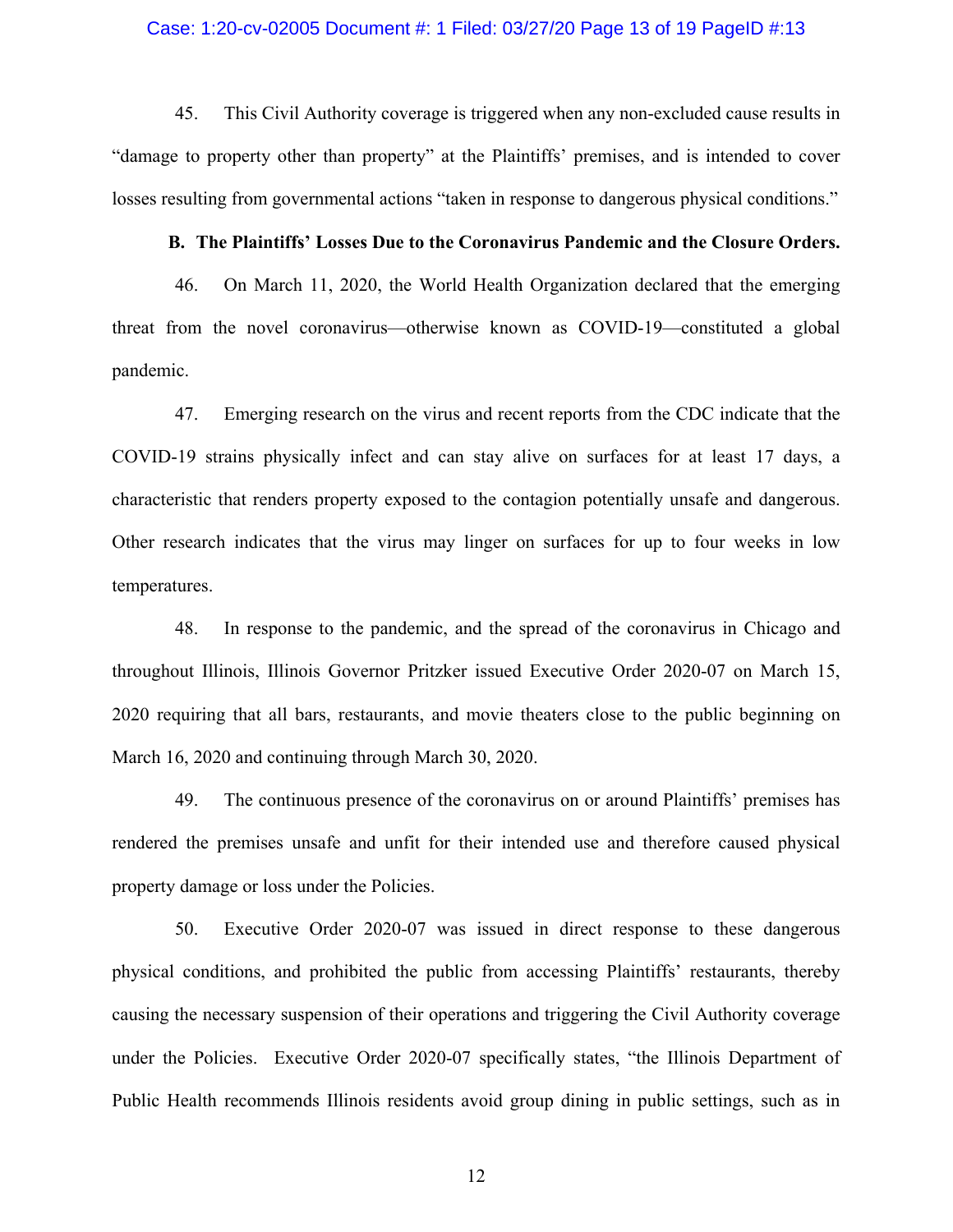45. This Civil Authority coverage is triggered when any non-excluded cause results in "damage to property other than property" at the Plaintiffs' premises, and is intended to cover losses resulting from governmental actions "taken in response to dangerous physical conditions."

**B. The Plaintiffs' Losses Due to the Coronavirus Pandemic and the Closure Orders.**

46. On March 11, 2020, the World Health Organization declared that the emerging threat from the novel coronavirus—otherwise known as COVID-19—constituted a global pandemic.

47. Emerging research on the virus and recent reports from the CDC indicate that the COVID-19 strains physically infect and can stay alive on surfaces for at least 17 days, a characteristic that renders property exposed to the contagion potentially unsafe and dangerous. Other research indicates that the virus may linger on surfaces for up to four weeks in low temperatures.

48. In response to the pandemic, and the spread of the coronavirus in Chicago and throughout Illinois, Illinois Governor Pritzker issued Executive Order 2020-07 on March 15, 2020 requiring that all bars, restaurants, and movie theaters close to the public beginning on March 16, 2020 and continuing through March 30, 2020.

49. The continuous presence of the coronavirus on or around Plaintiffs' premises has rendered the premises unsafe and unfit for their intended use and therefore caused physical property damage or loss under the Policies.

50. Executive Order 2020-07 was issued in direct response to these dangerous physical conditions, and prohibited the public from accessing Plaintiffs' restaurants, thereby causing the necessary suspension of their operations and triggering the Civil Authority coverage under the Policies. Executive Order 2020-07 specifically states, "the Illinois Department of Public Health recommends Illinois residents avoid group dining in public settings, such as in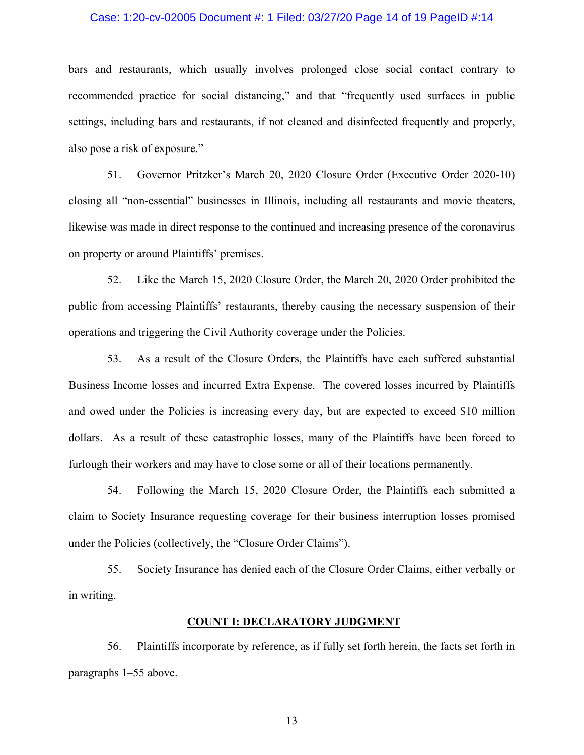bars and restaurants, which usually involves prolonged close social contact contrary to recommended practice for social distancing," and that "frequently used surfaces in public settings, including bars and restaurants, if not cleaned and disinfected frequently and properly, also pose a risk of exposure."

51. Governor Pritzker's March 20, 2020 Closure Order (Executive Order 2020-10) closing all "non-essential" businesses in Illinois, including all restaurants and movie theaters, likewise was made in direct response to the continued and increasing presence of the coronavirus on property or around Plaintiffs' premises.

52. Like the March 15, 2020 Closure Order, the March 20, 2020 Order prohibited the public from accessing Plaintiffs' restaurants, thereby causing the necessary suspension of their operations and triggering the Civil Authority coverage under the Policies.

53. As a result of the Closure Orders, the Plaintiffs have each suffered substantial Business Income losses and incurred Extra Expense. The covered losses incurred by Plaintiffs and owed under the Policies is increasing every day, but are expected to exceed $10 million dollars. As a result of these catastrophic losses, many of the Plaintiffs have been forced to furlough their workers and may have to close some or all of their locations permanently.

54. Following the March 15, 2020 Closure Order, the Plaintiffs each submitted a claim to Society Insurance requesting coverage for their business interruption losses promised under the Policies (collectively, the "Closure Order Claims").

55. Society Insurance has denied each of the Closure Order Claims, either verbally or in writing.

## COUNT I: DECLARATORY JUDGMENT

56. Plaintiffs incorporate by reference, as if fully set forth herein, the facts set forth in paragraphs 1–55 above.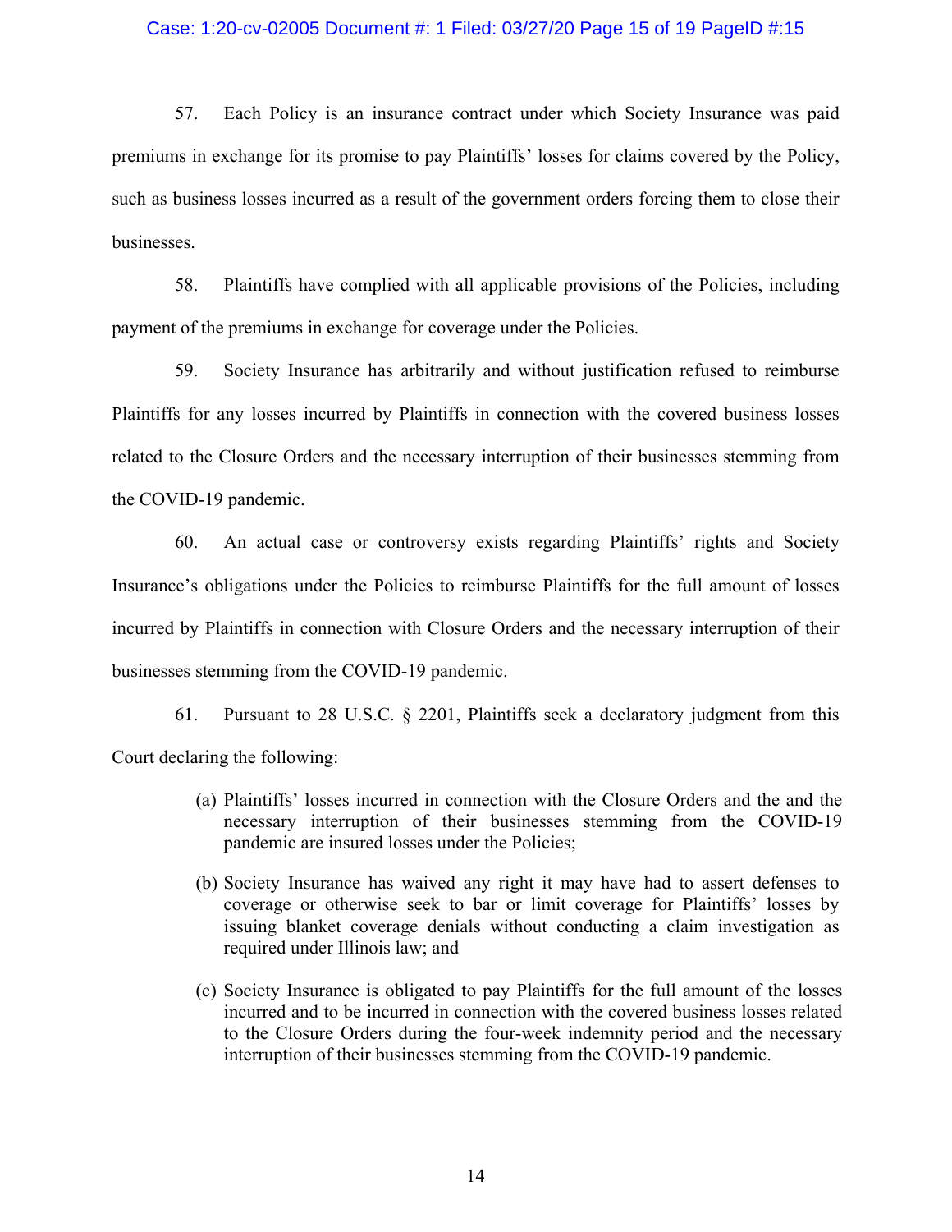57. Each Policy is an insurance contract under which Society Insurance was paid premiums in exchange for its promise to pay Plaintiffs' losses for claims covered by the Policy, such as business losses incurred as a result of the government orders forcing them to close their businesses.

58. Plaintiffs have complied with all applicable provisions of the Policies, including payment of the premiums in exchange for coverage under the Policies.

59. Society Insurance has arbitrarily and without justification refused to reimburse Plaintiffs for any losses incurred by Plaintiffs in connection with the covered business losses related to the Closure Orders and the necessary interruption of their businesses stemming from the COVID-19 pandemic.

60. An actual case or controversy exists regarding Plaintiffs' rights and Society Insurance's obligations under the Policies to reimburse Plaintiffs for the full amount of losses incurred by Plaintiffs in connection with Closure Orders and the necessary interruption of their businesses stemming from the COVID-19 pandemic.

61. Pursuant to 28 U.S.C. § 2201, Plaintiffs seek a declaratory judgment from this Court declaring the following:

(a) Plaintiffs' losses incurred in connection with the Closure Orders and the and the necessary interruption of their businesses stemming from the COVID-19 pandemic are insured losses under the Policies;

(b) Society Insurance has waived any right it may have had to assert defenses to coverage or otherwise seek to bar or limit coverage for Plaintiffs' losses by issuing blanket coverage denials without conducting a claim investigation as required under Illinois law; and

(c) Society Insurance is obligated to pay Plaintiffs for the full amount of the losses incurred and to be incurred in connection with the covered business losses related to the Closure Orders during the four-week indemnity period and the necessary interruption of their businesses stemming from the COVID-19 pandemic.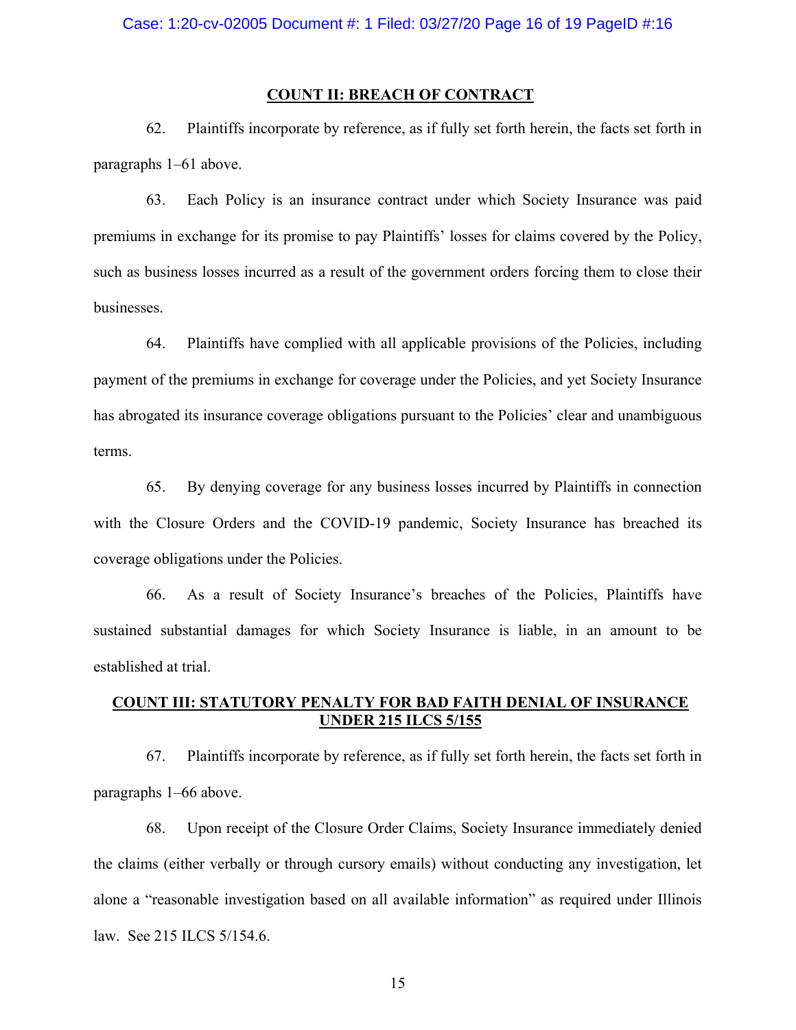## COUNT II: BREACH OF CONTRACT

62. Plaintiffs incorporate by reference, as if fully set forth herein, the facts set forth in paragraphs 1–61 above.

63. Each Policy is an insurance contract under which Society Insurance was paid premiums in exchange for its promise to pay Plaintiffs' losses for claims covered by the Policy, such as business losses incurred as a result of the government orders forcing them to close their businesses.

64. Plaintiffs have complied with all applicable provisions of the Policies, including payment of the premiums in exchange for coverage under the Policies, and yet Society Insurance has abrogated its insurance coverage obligations pursuant to the Policies' clear and unambiguous terms.

65. By denying coverage for any business losses incurred by Plaintiffs in connection with the Closure Orders and the COVID-19 pandemic, Society Insurance has breached its coverage obligations under the Policies.

66. As a result of Society Insurance's breaches of the Policies, Plaintiffs have sustained substantial damages for which Society Insurance is liable, in an amount to be established at trial.

## COUNT III: STATUTORY PENALTY FOR BAD FAITH DENIAL OF INSURANCE UNDER 215 ILCS 5/155

67. Plaintiffs incorporate by reference, as if fully set forth herein, the facts set forth in paragraphs 1–66 above.

68. Upon receipt of the Closure Order Claims, Society Insurance immediately denied the claims (either verbally or through cursory emails) without conducting any investigation, let alone a "reasonable investigation based on all available information" as required under Illinois law. See 215 ILCS 5/154.6.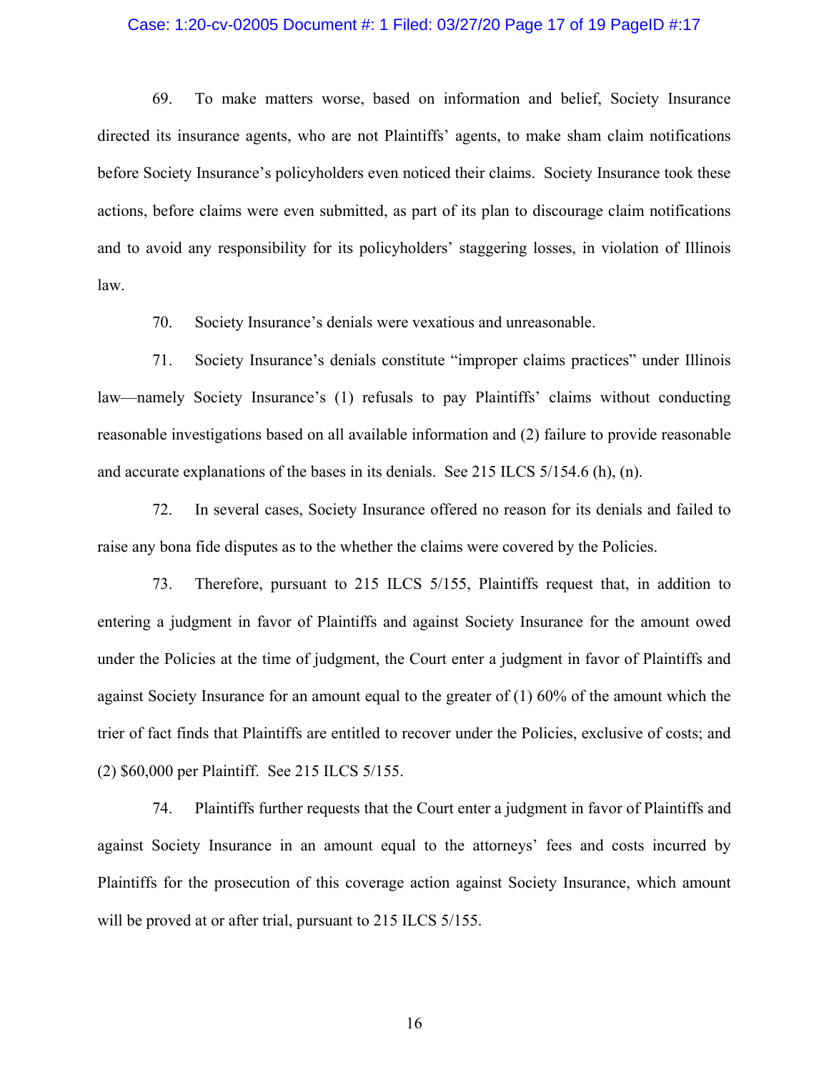69. To make matters worse, based on information and belief, Society Insurance directed its insurance agents, who are not Plaintiffs' agents, to make sham claim notifications before Society Insurance's policyholders even noticed their claims. Society Insurance took these actions, before claims were even submitted, as part of its plan to discourage claim notifications and to avoid any responsibility for its policyholders' staggering losses, in violation of Illinois law.

70. Society Insurance's denials were vexatious and unreasonable.

71. Society Insurance's denials constitute "improper claims practices" under Illinois law—namely Society Insurance's (1) refusals to pay Plaintiffs' claims without conducting reasonable investigations based on all available information and (2) failure to provide reasonable and accurate explanations of the bases in its denials. See 215 ILCS 5/154.6 (h), (n).

72. In several cases, Society Insurance offered no reason for its denials and failed to raise any bona fide disputes as to the whether the claims were covered by the Policies.

73. Therefore, pursuant to 215 ILCS 5/155, Plaintiffs request that, in addition to entering a judgment in favor of Plaintiffs and against Society Insurance for the amount owed under the Policies at the time of judgment, the Court enter a judgment in favor of Plaintiffs and against Society Insurance for an amount equal to the greater of (1) 60% of the amount which the trier of fact finds that Plaintiffs are entitled to recover under the Policies, exclusive of costs; and (2) $60,000 per Plaintiff. See 215 ILCS 5/155.

74. Plaintiffs further requests that the Court enter a judgment in favor of Plaintiffs and against Society Insurance in an amount equal to the attorneys' fees and costs incurred by Plaintiffs for the prosecution of this coverage action against Society Insurance, which amount will be proved at or after trial, pursuant to 215 ILCS 5/155.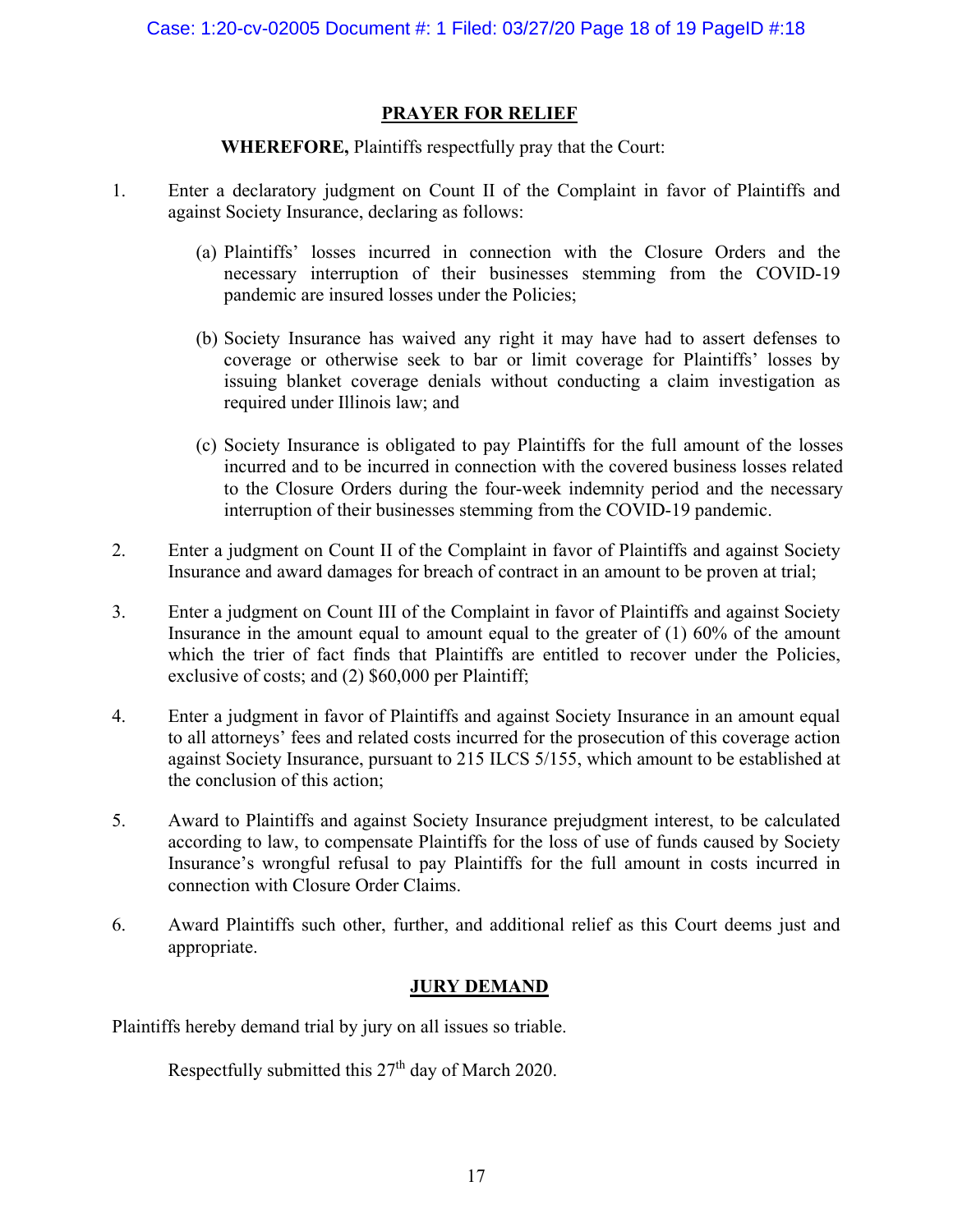## PRAYER FOR RELIEF

**WHEREFORE,** Plaintiffs respectfully pray that the Court:

1. Enter a declaratory judgment on Count II of the Complaint in favor of Plaintiffs and against Society Insurance, declaring as follows:

   (a) Plaintiffs' losses incurred in connection with the Closure Orders and the necessary interruption of their businesses stemming from the COVID-19 pandemic are insured losses under the Policies;

   (b) Society Insurance has waived any right it may have had to assert defenses to coverage or otherwise seek to bar or limit coverage for Plaintiffs' losses by issuing blanket coverage denials without conducting a claim investigation as required under Illinois law; and

   (c) Society Insurance is obligated to pay Plaintiffs for the full amount of the losses incurred and to be incurred in connection with the covered business losses related to the Closure Orders during the four-week indemnity period and the necessary interruption of their businesses stemming from the COVID-19 pandemic.

2. Enter a judgment on Count II of the Complaint in favor of Plaintiffs and against Society Insurance and award damages for breach of contract in an amount to be proven at trial;

3. Enter a judgment on Count III of the Complaint in favor of Plaintiffs and against Society Insurance in the amount equal to amount equal to the greater of (1) 60% of the amount which the trier of fact finds that Plaintiffs are entitled to recover under the Policies, exclusive of costs; and (2) $60,000 per Plaintiff;

4. Enter a judgment in favor of Plaintiffs and against Society Insurance in an amount equal to all attorneys' fees and related costs incurred for the prosecution of this coverage action against Society Insurance, pursuant to 215 ILCS 5/155, which amount to be established at the conclusion of this action;

5. Award to Plaintiffs and against Society Insurance prejudgment interest, to be calculated according to law, to compensate Plaintiffs for the loss of use of funds caused by Society Insurance's wrongful refusal to pay Plaintiffs for the full amount in costs incurred in connection with Closure Order Claims.

6. Award Plaintiffs such other, further, and additional relief as this Court deems just and appropriate.

## JURY DEMAND

Plaintiffs hereby demand trial by jury on all issues so triable.

Respectfully submitted this 27th day of March 2020.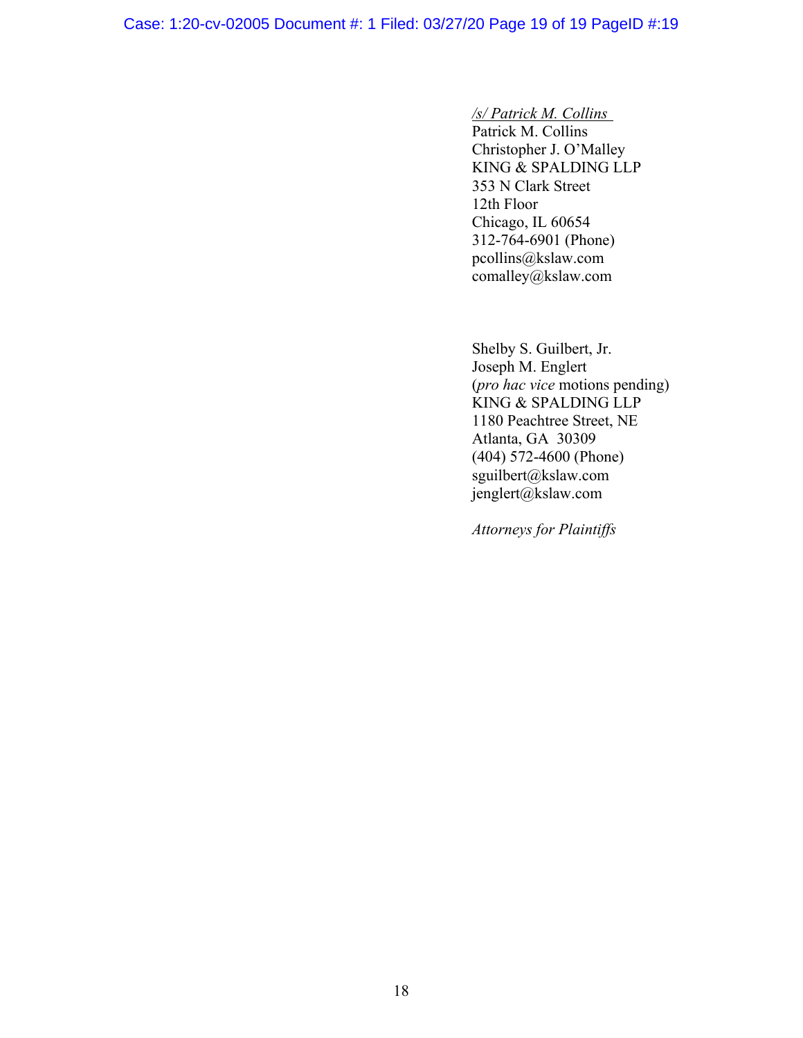*/s/ Patrick M. Collins*
Patrick M. Collins
Christopher J. O'Malley
KING & SPALDING LLP
353 N Clark Street
12th Floor
Chicago, IL 60654
312-764-6901 (Phone)
pcollins@kslaw.com
comalley@kslaw.com

Shelby S. Guilbert, Jr.
Joseph M. Englert
(*pro hac vice* motions pending)
KING & SPALDING LLP
1180 Peachtree Street, NE
Atlanta, GA 30309
(404) 572-4600 (Phone)
sguilbert@kslaw.com
jenglert@kslaw.com

*Attorneys for Plaintiffs*